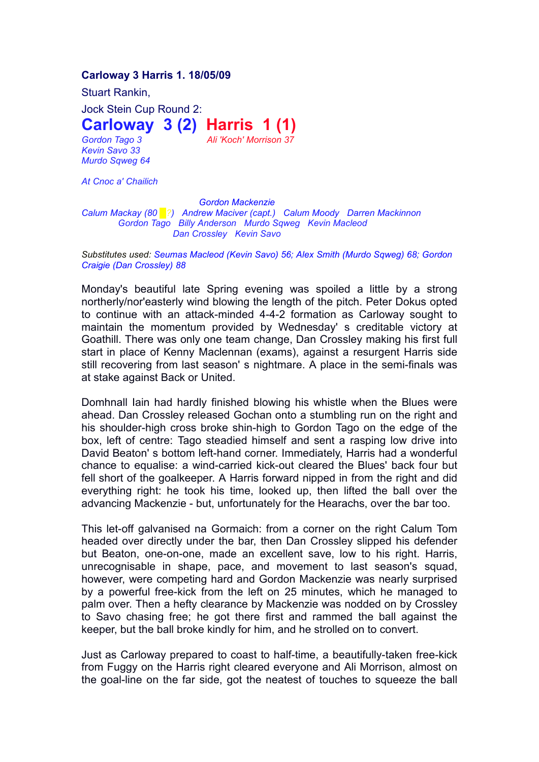**Carloway 3 Harris 1. 18/05/09**

Stuart Rankin,

Jock Stein Cup Round 2:

## Carloway 3 (2) Harris 1 (1)

*Gordon Tago 3*
*Kevin Savo 33*
*Murdo Sqweg 64*

*Ali 'Koch' Morrison 37*

*At Cnoc a' Chalich*

*Gordon Mackenzie*
*Calum Mackay (80 ?) Andrew Maciver (capt.) Calum Moody Darren Mackinnon*
*Gordon Tago Billy Anderson Murdo Sqweg Kevin Macleod*
*Dan Crossley Kevin Savo*

*Substitutes used: Seumas Macleod (Kevin Savo) 56; Alex Smith (Murdo Sqweg) 68; Gordon Craigie (Dan Crossley) 88*

Monday's beautiful late Spring evening was spoiled a little by a strong northerly/nor'easterly wind blowing the length of the pitch. Peter Dokus opted to continue with an attack-minded 4-4-2 formation as Carloway sought to maintain the momentum provided by Wednesday' s creditable victory at Goathill. There was only one team change, Dan Crossley making his first full start in place of Kenny Maclennan (exams), against a resurgent Harris side still recovering from last season' s nightmare. A place in the semi-finals was at stake against Back or United.

Domhnall Iain had hardly finished blowing his whistle when the Blues were ahead. Dan Crossley released Gochan onto a stumbling run on the right and his shoulder-high cross broke shin-high to Gordon Tago on the edge of the box, left of centre: Tago steadied himself and sent a rasping low drive into David Beaton' s bottom left-hand corner. Immediately, Harris had a wonderful chance to equalise: a wind-carried kick-out cleared the Blues' back four but fell short of the goalkeeper. A Harris forward nipped in from the right and did everything right: he took his time, looked up, then lifted the ball over the advancing Mackenzie - but, unfortunately for the Hearachs, over the bar too.

This let-off galvanised na Gormaich: from a corner on the right Calum Tom headed over directly under the bar, then Dan Crossley slipped his defender but Beaton, one-on-one, made an excellent save, low to his right. Harris, unrecognisable in shape, pace, and movement to last season's squad, however, were competing hard and Gordon Mackenzie was nearly surprised by a powerful free-kick from the left on 25 minutes, which he managed to palm over. Then a hefty clearance by Mackenzie was nodded on by Crossley to Savo chasing free; he got there first and rammed the ball against the keeper, but the ball broke kindly for him, and he strolled on to convert.

Just as Carloway prepared to coast to half-time, a beautifully-taken free-kick from Fuggy on the Harris right cleared everyone and Ali Morrison, almost on the goal-line on the far side, got the neatest of touches to squeeze the ball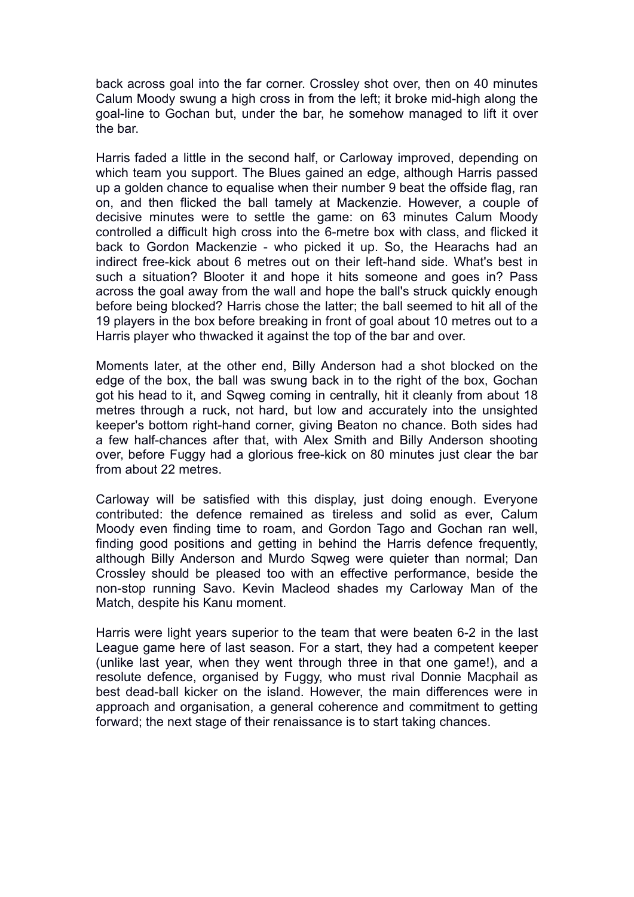back across goal into the far corner. Crossley shot over, then on 40 minutes Calum Moody swung a high cross in from the left; it broke mid-high along the goal-line to Gochan but, under the bar, he somehow managed to lift it over the bar.

Harris faded a little in the second half, or Carloway improved, depending on which team you support. The Blues gained an edge, although Harris passed up a golden chance to equalise when their number 9 beat the offside flag, ran on, and then flicked the ball tamely at Mackenzie. However, a couple of decisive minutes were to settle the game: on 63 minutes Calum Moody controlled a difficult high cross into the 6-metre box with class, and flicked it back to Gordon Mackenzie - who picked it up. So, the Hearachs had an indirect free-kick about 6 metres out on their left-hand side. What's best in such a situation? Blooter it and hope it hits someone and goes in? Pass across the goal away from the wall and hope the ball's struck quickly enough before being blocked? Harris chose the latter; the ball seemed to hit all of the 19 players in the box before breaking in front of goal about 10 metres out to a Harris player who thwacked it against the top of the bar and over.

Moments later, at the other end, Billy Anderson had a shot blocked on the edge of the box, the ball was swung back in to the right of the box, Gochan got his head to it, and Sqweg coming in centrally, hit it cleanly from about 18 metres through a ruck, not hard, but low and accurately into the unsighted keeper's bottom right-hand corner, giving Beaton no chance. Both sides had a few half-chances after that, with Alex Smith and Billy Anderson shooting over, before Fuggy had a glorious free-kick on 80 minutes just clear the bar from about 22 metres.

Carloway will be satisfied with this display, just doing enough. Everyone contributed: the defence remained as tireless and solid as ever, Calum Moody even finding time to roam, and Gordon Tago and Gochan ran well, finding good positions and getting in behind the Harris defence frequently, although Billy Anderson and Murdo Sqweg were quieter than normal; Dan Crossley should be pleased too with an effective performance, beside the non-stop running Savo. Kevin Macleod shades my Carloway Man of the Match, despite his Kanu moment.

Harris were light years superior to the team that were beaten 6-2 in the last League game here of last season. For a start, they had a competent keeper (unlike last year, when they went through three in that one game!), and a resolute defence, organised by Fuggy, who must rival Donnie Macphail as best dead-ball kicker on the island. However, the main differences were in approach and organisation, a general coherence and commitment to getting forward; the next stage of their renaissance is to start taking chances.